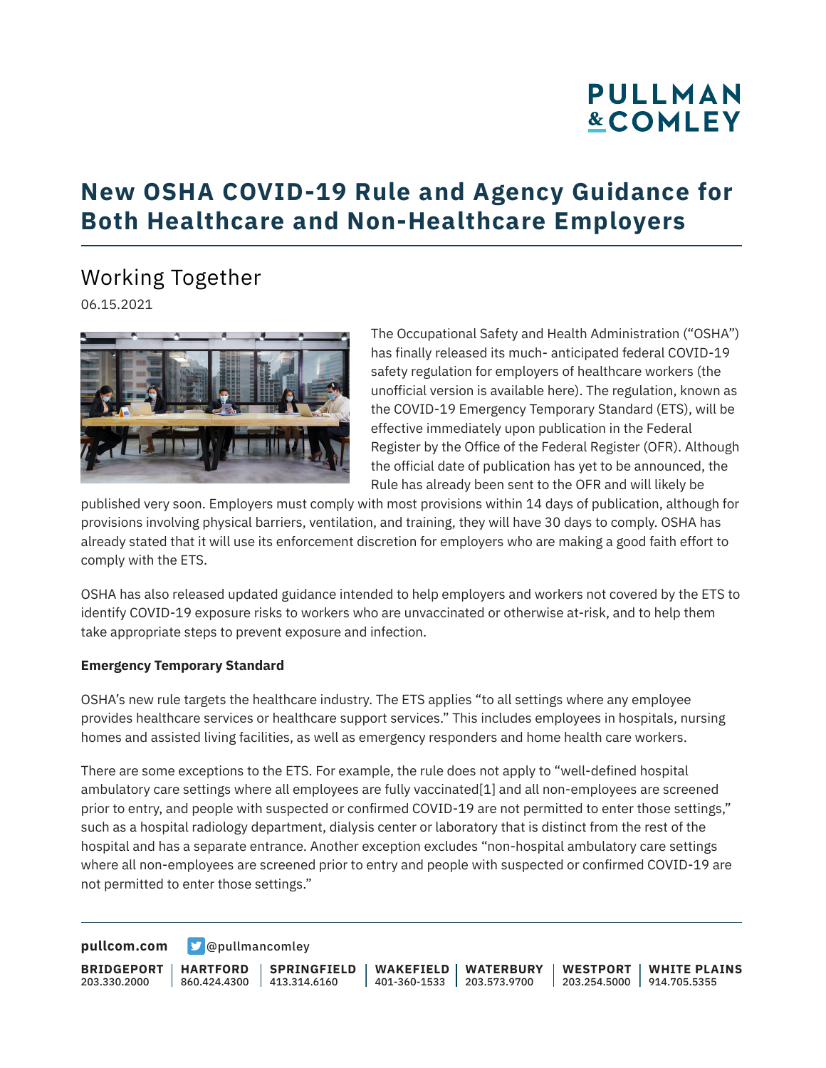# New OSHA COVID-19 Rule and Agency Guidance for Both Healthcare and Non-Healthcare Employers

## Working Together

06.15.2021

The Occupational Safety and Health Administration ("OSHA") has finally released its much- anticipated federal COVID-19 safety regulation for employers of healthcare workers (the unofficial version is available here). The regulation, known as the COVID-19 Emergency Temporary Standard (ETS), will be effective immediately upon publication in the Federal Register by the Office of the Federal Register (OFR). Although the official date of publication has yet to be announced, the Rule has already been sent to the OFR and will likely be published very soon. Employers must comply with most provisions within 14 days of publication, although for provisions involving physical barriers, ventilation, and training, they will have 30 days to comply. OSHA has already stated that it will use its enforcement discretion for employers who are making a good faith effort to comply with the ETS.

OSHA has also released updated guidance intended to help employers and workers not covered by the ETS to identify COVID-19 exposure risks to workers who are unvaccinated or otherwise at-risk, and to help them take appropriate steps to prevent exposure and infection.

**Emergency Temporary Standard**

OSHA's new rule targets the healthcare industry. The ETS applies "to all settings where any employee provides healthcare services or healthcare support services." This includes employees in hospitals, nursing homes and assisted living facilities, as well as emergency responders and home health care workers.

There are some exceptions to the ETS. For example, the rule does not apply to "well-defined hospital ambulatory care settings where all employees are fully vaccinated[1] and all non-employees are screened prior to entry, and people with suspected or confirmed COVID-19 are not permitted to enter those settings," such as a hospital radiology department, dialysis center or laboratory that is distinct from the rest of the hospital and has a separate entrance. Another exception excludes "non-hospital ambulatory care settings where all non-employees are screened prior to entry and people with suspected or confirmed COVID-19 are not permitted to enter those settings."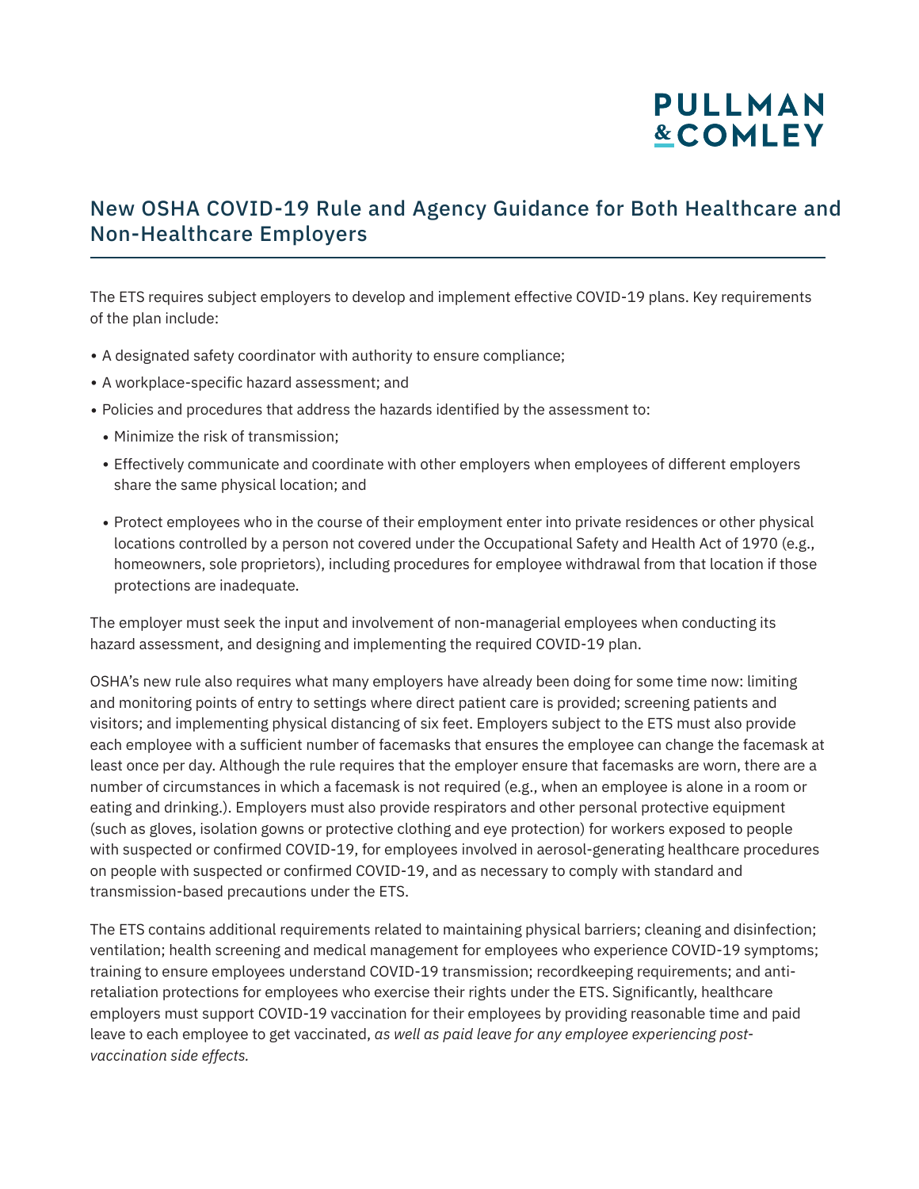## New OSHA COVID-19 Rule and Agency Guidance for Both Healthcare and Non-Healthcare Employers

The ETS requires subject employers to develop and implement effective COVID-19 plans. Key requirements of the plan include:

- A designated safety coordinator with authority to ensure compliance;
- A workplace-specific hazard assessment; and
- Policies and procedures that address the hazards identified by the assessment to:
  - Minimize the risk of transmission;
  - Effectively communicate and coordinate with other employers when employees of different employers share the same physical location; and
  - Protect employees who in the course of their employment enter into private residences or other physical locations controlled by a person not covered under the Occupational Safety and Health Act of 1970 (e.g., homeowners, sole proprietors), including procedures for employee withdrawal from that location if those protections are inadequate.

The employer must seek the input and involvement of non-managerial employees when conducting its hazard assessment, and designing and implementing the required COVID-19 plan.

OSHA's new rule also requires what many employers have already been doing for some time now: limiting and monitoring points of entry to settings where direct patient care is provided; screening patients and visitors; and implementing physical distancing of six feet. Employers subject to the ETS must also provide each employee with a sufficient number of facemasks that ensures the employee can change the facemask at least once per day. Although the rule requires that the employer ensure that facemasks are worn, there are a number of circumstances in which a facemask is not required (e.g., when an employee is alone in a room or eating and drinking.). Employers must also provide respirators and other personal protective equipment (such as gloves, isolation gowns or protective clothing and eye protection) for workers exposed to people with suspected or confirmed COVID-19, for employees involved in aerosol-generating healthcare procedures on people with suspected or confirmed COVID-19, and as necessary to comply with standard and transmission-based precautions under the ETS.

The ETS contains additional requirements related to maintaining physical barriers; cleaning and disinfection; ventilation; health screening and medical management for employees who experience COVID-19 symptoms; training to ensure employees understand COVID-19 transmission; recordkeeping requirements; and anti-retaliation protections for employees who exercise their rights under the ETS. Significantly, healthcare employers must support COVID-19 vaccination for their employees by providing reasonable time and paid leave to each employee to get vaccinated, *as well as paid leave for any employee experiencing post-vaccination side effects.*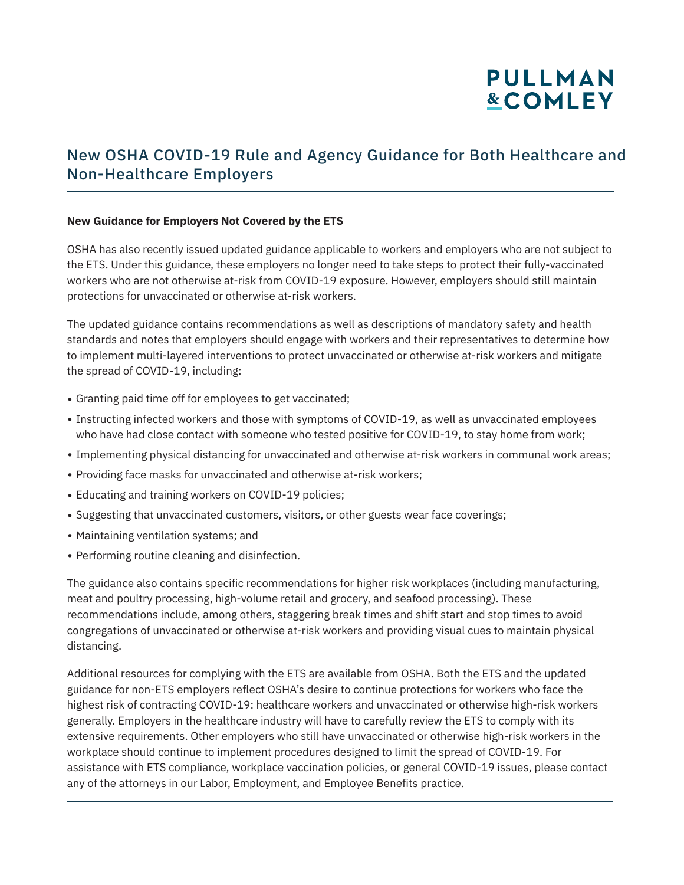### New Guidance for Employers Not Covered by the ETS

OSHA has also recently issued updated guidance applicable to workers and employers who are not subject to the ETS. Under this guidance, these employers no longer need to take steps to protect their fully-vaccinated workers who are not otherwise at-risk from COVID-19 exposure. However, employers should still maintain protections for unvaccinated or otherwise at-risk workers.

The updated guidance contains recommendations as well as descriptions of mandatory safety and health standards and notes that employers should engage with workers and their representatives to determine how to implement multi-layered interventions to protect unvaccinated or otherwise at-risk workers and mitigate the spread of COVID-19, including:

- Granting paid time off for employees to get vaccinated;
- Instructing infected workers and those with symptoms of COVID-19, as well as unvaccinated employees who have had close contact with someone who tested positive for COVID-19, to stay home from work;
- Implementing physical distancing for unvaccinated and otherwise at-risk workers in communal work areas;
- Providing face masks for unvaccinated and otherwise at-risk workers;
- Educating and training workers on COVID-19 policies;
- Suggesting that unvaccinated customers, visitors, or other guests wear face coverings;
- Maintaining ventilation systems; and
- Performing routine cleaning and disinfection.

The guidance also contains specific recommendations for higher risk workplaces (including manufacturing, meat and poultry processing, high-volume retail and grocery, and seafood processing). These recommendations include, among others, staggering break times and shift start and stop times to avoid congregations of unvaccinated or otherwise at-risk workers and providing visual cues to maintain physical distancing.

Additional resources for complying with the ETS are available from OSHA. Both the ETS and the updated guidance for non-ETS employers reflect OSHA's desire to continue protections for workers who face the highest risk of contracting COVID-19: healthcare workers and unvaccinated or otherwise high-risk workers generally. Employers in the healthcare industry will have to carefully review the ETS to comply with its extensive requirements. Other employers who still have unvaccinated or otherwise high-risk workers in the workplace should continue to implement procedures designed to limit the spread of COVID-19. For assistance with ETS compliance, workplace vaccination policies, or general COVID-19 issues, please contact any of the attorneys in our Labor, Employment, and Employee Benefits practice.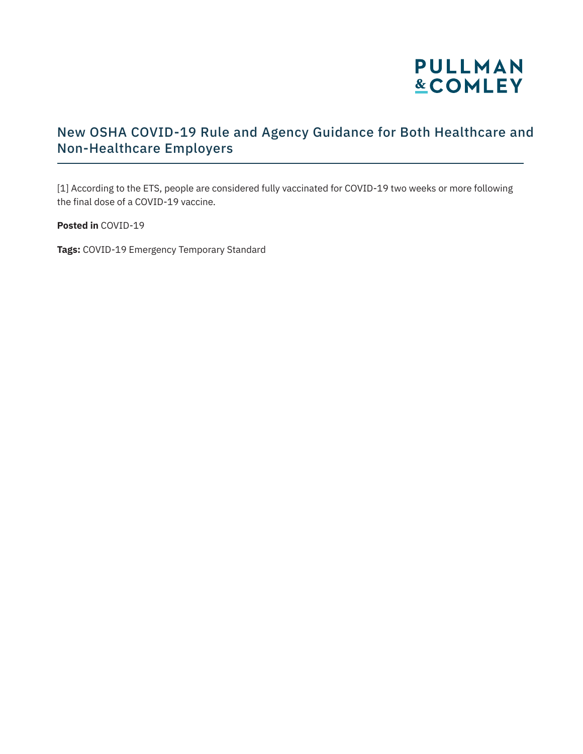# New OSHA COVID-19 Rule and Agency Guidance for Both Healthcare and Non-Healthcare Employers

[1] According to the ETS, people are considered fully vaccinated for COVID-19 two weeks or more following the final dose of a COVID-19 vaccine.

**Posted in** COVID-19

**Tags:** COVID-19 Emergency Temporary Standard